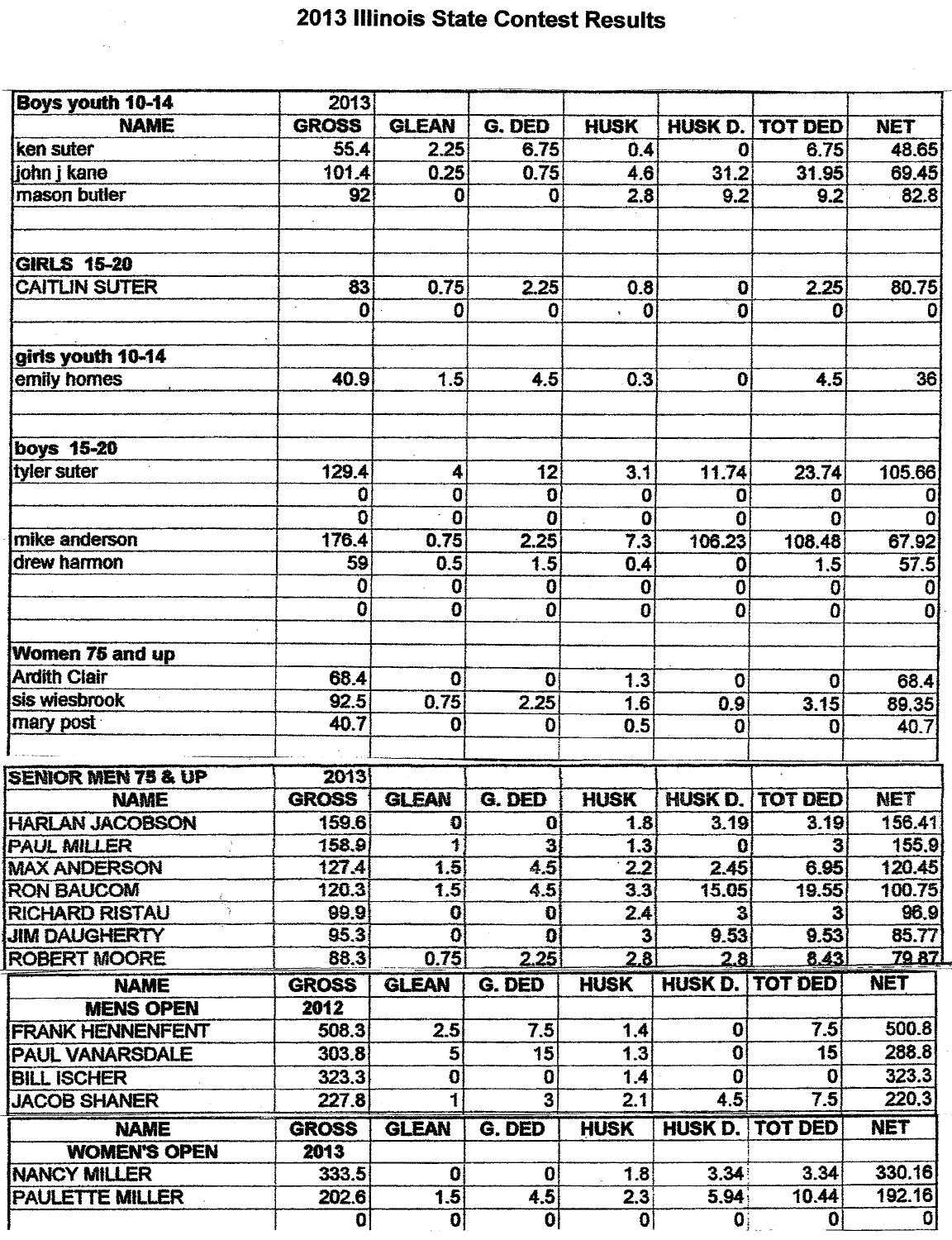# 2013 Illinois State Contest Results

| Boys youth 10-14 | 2013 | | | | | | |
|---|---|---|---|---|---|---|---|
| NAME | GROSS | GLEAN | G. DED | HUSK | HUSK D. | TOT DED | NET |
| ken suter | 55.4 | 2.25 | 6.75 | 0.4 | 0 | 6.75 | 48.65 |
| john j kane | 101.4 | 0.25 | 0.75 | 4.6 | 31.2 | 31.95 | 69.45 |
| mason butler | 92 | 0 | 0 | 2.8 | 9.2 | 9.2 | 82.8 |
| | | | | | | | |
| | | | | | | | |
| GIRLS 15-20 | | | | | | | |
| CAITLIN SUTER | 83 | 0.75 | 2.25 | 0.8 | 0 | 2.25 | 80.75 |
| | 0 | 0 | 0 | 0 | 0 | 0 | 0 |
| | | | | | | | |
| girls youth 10-14 | | | | | | | |
| emily homes | 40.9 | 1.5 | 4.5 | 0.3 | 0 | 4.5 | 36 |
| | | | | | | | |
| | | | | | | | |
| boys 15-20 | | | | | | | |
| tyler suter | 129.4 | 4 | 12 | 3.1 | 11.74 | 23.74 | 105.66 |
| | 0 | 0 | 0 | 0 | 0 | 0 | 0 |
| | 0 | 0 | 0 | 0 | 0 | 0 | 0 |
| mike anderson | 176.4 | 0.75 | 2.25 | 7.3 | 106.23 | 108.48 | 67.92 |
| drew harmon | 59 | 0.5 | 1.5 | 0.4 | 0 | 1.5 | 57.5 |
| | 0 | 0 | 0 | 0 | 0 | 0 | 0 |
| | 0 | 0 | 0 | 0 | 0 | 0 | 0 |
| | | | | | | | |
| Women 75 and up | | | | | | | |
| Ardith Clair | 68.4 | 0 | 0 | 1.3 | 0 | 0 | 68.4 |
| sis wiesbrook | 92.5 | 0.75 | 2.25 | 1.6 | 0.9 | 3.15 | 89.35 |
| mary post | 40.7 | 0 | 0 | 0.5 | 0 | 0 | 40.7 |

| SENIOR MEN 75 & UP | 2013 | | | | | | |
|---|---|---|---|---|---|---|---|
| NAME | GROSS | GLEAN | G. DED | HUSK | HUSK D. | TOT DED | NET |
| HARLAN JACOBSON | 159.6 | 0 | 0 | 1.8 | 3.19 | 3.19 | 156.41 |
| PAUL MILLER | 158.9 | 1 | 3 | 1.3 | 0 | 3 | 155.9 |
| MAX ANDERSON | 127.4 | 1.5 | 4.5 | 2.2 | 2.45 | 6.95 | 120.45 |
| RON BAUCOM | 120.3 | 1.5 | 4.5 | 3.3 | 15.05 | 19.55 | 100.75 |
| RICHARD RISTAU | 99.9 | 0 | 0 | 2.4 | 3 | 3 | 96.9 |
| JIM DAUGHERTY | 95.3 | 0 | 0 | 3 | 9.53 | 9.53 | 85.77 |
| ROBERT MOORE | 88.3 | 0.75 | 2.25 | 2.8 | 2.8 | 8.43 | 79.87 |

| NAME | GROSS | GLEAN | G. DED | HUSK | HUSK D. | TOT DED | NET |
|---|---|---|---|---|---|---|---|
| MENS OPEN | 2012 | | | | | | |
| FRANK HENNENFENT | 508.3 | 2.5 | 7.5 | 1.4 | 0 | 7.5 | 500.8 |
| PAUL VANARSDALE | 303.8 | 5 | 15 | 1.3 | 0 | 15 | 288.8 |
| BILL ISCHER | 323.3 | 0 | 0 | 1.4 | 0 | 0 | 323.3 |
| JACOB SHANER | 227.8 | 1 | 3 | 2.1 | 4.5 | 7.5 | 220.3 |

| NAME | GROSS | GLEAN | G. DED | HUSK | HUSK D. | TOT DED | NET |
|---|---|---|---|---|---|---|---|
| WOMEN'S OPEN | 2013 | | | | | | |
| NANCY MILLER | 333.5 | 0 | 0 | 1.8 | 3.34 | 3.34 | 330.16 |
| PAULETTE MILLER | 202.6 | 1.5 | 4.5 | 2.3 | 5.94 | 10.44 | 192.16 |
| | 0 | 0 | 0 | 0 | 0 | 0 | 0 |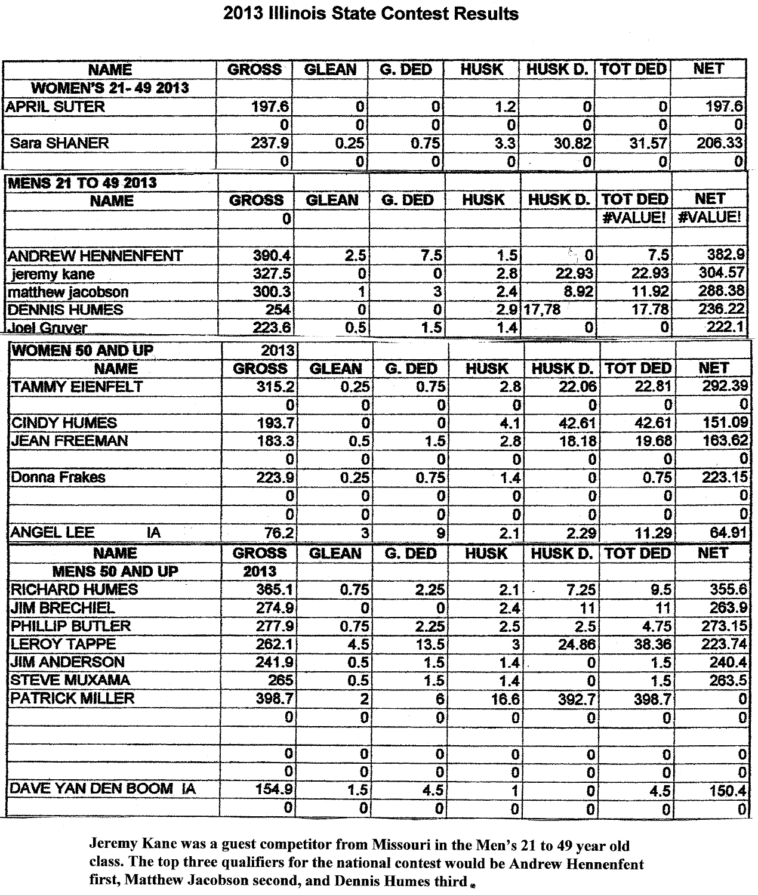# 2013 Illinois State Contest Results

| NAME | GROSS | GLEAN | G. DED | HUSK | HUSK D. | TOT DED | NET |
|---|---|---|---|---|---|---|---|
| WOMEN'S 21- 49 2013 | | | | | | | |
| APRIL SUTER | 197.6 | 0 | 0 | 1.2 | 0 | 0 | 197.6 |
| | 0 | 0 | 0 | 0 | 0 | 0 | 0 |
| Sara SHANER | 237.9 | 0.25 | 0.75 | 3.3 | 30.82 | 31.57 | 206.33 |
| | 0 | 0 | 0 | 0 | 0 | 0 | 0 |

| MENS 21 TO 49 2013 | | | | | | | |
|---|---|---|---|---|---|---|---|
| NAME | GROSS | GLEAN | G. DED | HUSK | HUSK D. | TOT DED | NET |
| | 0 | | | | | #VALUE! | #VALUE! |
| | | | | | | | |
| ANDREW HENNENFENT | 390.4 | 2.5 | 7.5 | 1.5 | 0 | 7.5 | 382.9 |
| jeremy kane | 327.5 | 0 | 0 | 2.8 | 22.93 | 22.93 | 304.57 |
| matthew jacobson | 300.3 | 1 | 3 | 2.4 | 8.92 | 11.92 | 288.38 |
| DENNIS HUMES | 254 | 0 | 0 | 2.9 | 17,78 | 17.78 | 236.22 |
| Joel Gruver | 223.6 | 0.5 | 1.5 | 1.4 | 0 | 0 | 222.1 |

| WOMEN 50 AND UP | 2013 | | | | | | |
|---|---|---|---|---|---|---|---|
| NAME | GROSS | GLEAN | G. DED | HUSK | HUSK D. | TOT DED | NET |
| TAMMY EIENFELT | 315.2 | 0.25 | 0.75 | 2.8 | 22.06 | 22.81 | 292.39 |
| | 0 | 0 | 0 | 0 | 0 | 0 | 0 |
| CINDY HUMES | 193.7 | 0 | 0 | 4.1 | 42.61 | 42.61 | 151.09 |
| JEAN FREEMAN | 183.3 | 0.5 | 1.5 | 2.8 | 18.18 | 19.68 | 163.62 |
| | 0 | 0 | 0 | 0 | 0 | 0 | 0 |
| Donna Frakes | 223.9 | 0.25 | 0.75 | 1.4 | 0 | 0.75 | 223.15 |
| | 0 | 0 | 0 | 0 | 0 | 0 | 0 |
| | 0 | 0 | 0 | 0 | 0 | 0 | 0 |
| ANGEL LEE IA | 76.2 | 3 | 9 | 2.1 | 2.29 | 11.29 | 64.91 |

| NAME | GROSS | GLEAN | G. DED | HUSK | HUSK D. | TOT DED | NET |
|---|---|---|---|---|---|---|---|
| MENS 50 AND UP | 2013 | | | | | | |
| RICHARD HUMES | 365.1 | 0.75 | 2.25 | 2.1 | 7.25 | 9.5 | 355.6 |
| JIM BRECHIEL | 274.9 | 0 | 0 | 2.4 | 11 | 11 | 263.9 |
| PHILLIP BUTLER | 277.9 | 0.75 | 2.25 | 2.5 | 2.5 | 4.75 | 273.15 |
| LEROY TAPPE | 262.1 | 4.5 | 13.5 | 3 | 24.86 | 38.36 | 223.74 |
| JIM ANDERSON | 241.9 | 0.5 | 1.5 | 1.4 | 0 | 1.5 | 240.4 |
| STEVE MUXAMA | 265 | 0.5 | 1.5 | 1.4 | 0 | 1.5 | 263.5 |
| PATRICK MILLER | 398.7 | 2 | 6 | 16.6 | 392.7 | 398.7 | 0 |
| | 0 | 0 | 0 | 0 | 0 | 0 | 0 |
| | | | | | | | |
| | 0 | 0 | 0 | 0 | 0 | 0 | 0 |
| | 0 | 0 | 0 | 0 | 0 | 0 | 0 |
| DAVE YAN DEN BOOM IA | 154.9 | 1.5 | 4.5 | 1 | 0 | 4.5 | 150.4 |
| | 0 | 0 | 0 | 0 | 0 | 0 | 0 |

**Jeremy Kane was a guest competitor from Missouri in the Men's 21 to 49 year old class. The top three qualifiers for the national contest would be Andrew Hennenfent first, Matthew Jacobson second, and Dennis Humes third.**